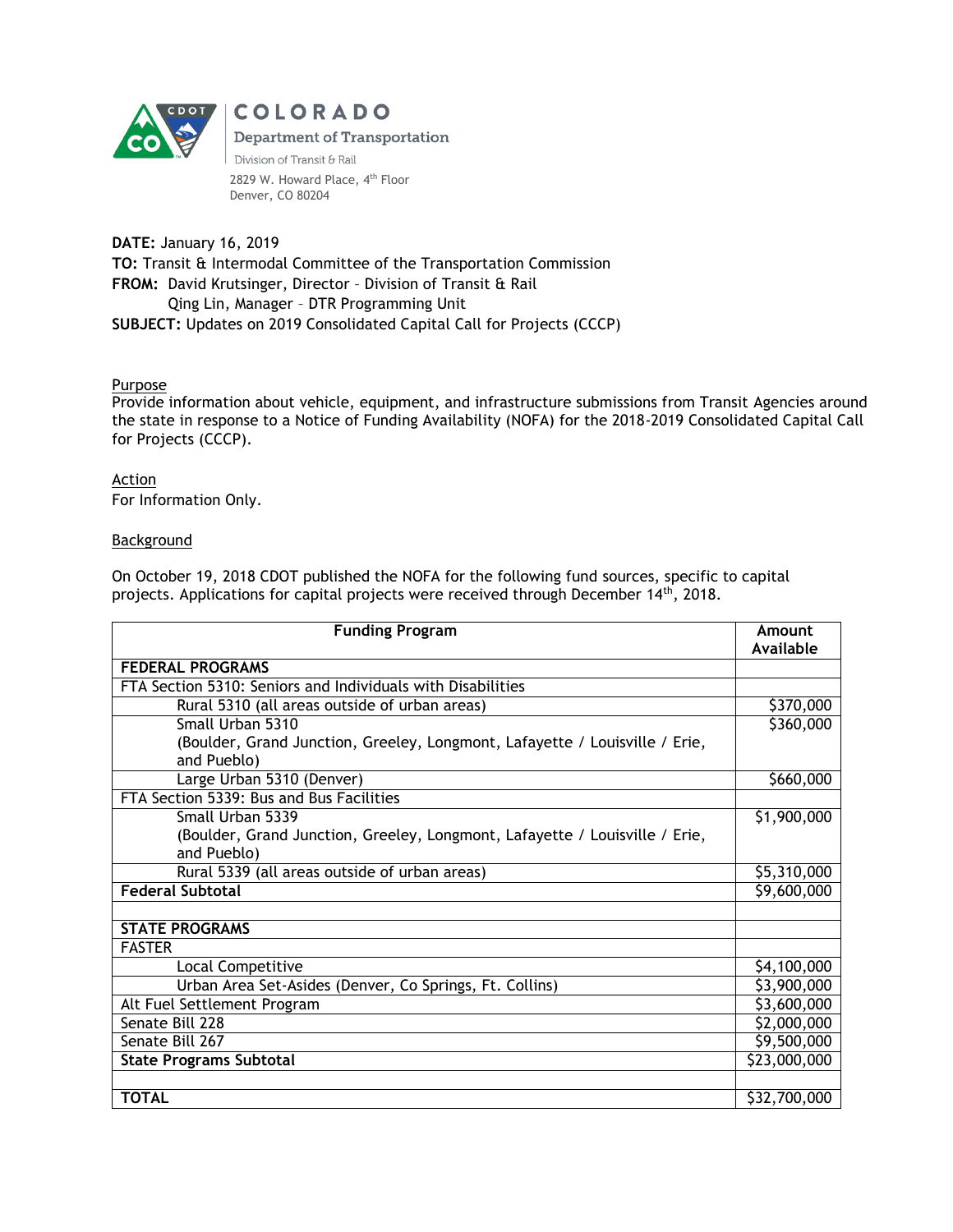**COLORADO**
**Department of Transportation**
Division of Transit & Rail
2829 W. Howard Place, 4th Floor
Denver, CO 80204

**DATE:** January 16, 2019
**TO:** Transit & Intermodal Committee of the Transportation Commission
**FROM:** David Krutsinger, Director – Division of Transit & Rail
Qing Lin, Manager – DTR Programming Unit
**SUBJECT:** Updates on 2019 Consolidated Capital Call for Projects (CCCP)

## Purpose

Provide information about vehicle, equipment, and infrastructure submissions from Transit Agencies around the state in response to a Notice of Funding Availability (NOFA) for the 2018-2019 Consolidated Capital Call for Projects (CCCP).

## Action

For Information Only.

## Background

On October 19, 2018 CDOT published the NOFA for the following fund sources, specific to capital projects. Applications for capital projects were received through December 14th, 2018.

| Funding Program | Amount Available |
|---|---|
| **FEDERAL PROGRAMS** | |
| FTA Section 5310: Seniors and Individuals with Disabilities | |
| Rural 5310 (all areas outside of urban areas) | $370,000 |
| Small Urban 5310 (Boulder, Grand Junction, Greeley, Longmont, Lafayette / Louisville / Erie, and Pueblo) | $360,000 |
| Large Urban 5310 (Denver) | $660,000 |
| FTA Section 5339: Bus and Bus Facilities | |
| Small Urban 5339 (Boulder, Grand Junction, Greeley, Longmont, Lafayette / Louisville / Erie, and Pueblo) | $1,900,000 |
| Rural 5339 (all areas outside of urban areas) | $5,310,000 |
| **Federal Subtotal** | $9,600,000 |
| | |
| **STATE PROGRAMS** | |
| FASTER | |
| Local Competitive | $4,100,000 |
| Urban Area Set-Asides (Denver, Co Springs, Ft. Collins) | $3,900,000 |
| Alt Fuel Settlement Program | $3,600,000 |
| Senate Bill 228 | $2,000,000 |
| Senate Bill 267 | $9,500,000 |
| **State Programs Subtotal** | $23,000,000 |
| | |
| **TOTAL** | $32,700,000 |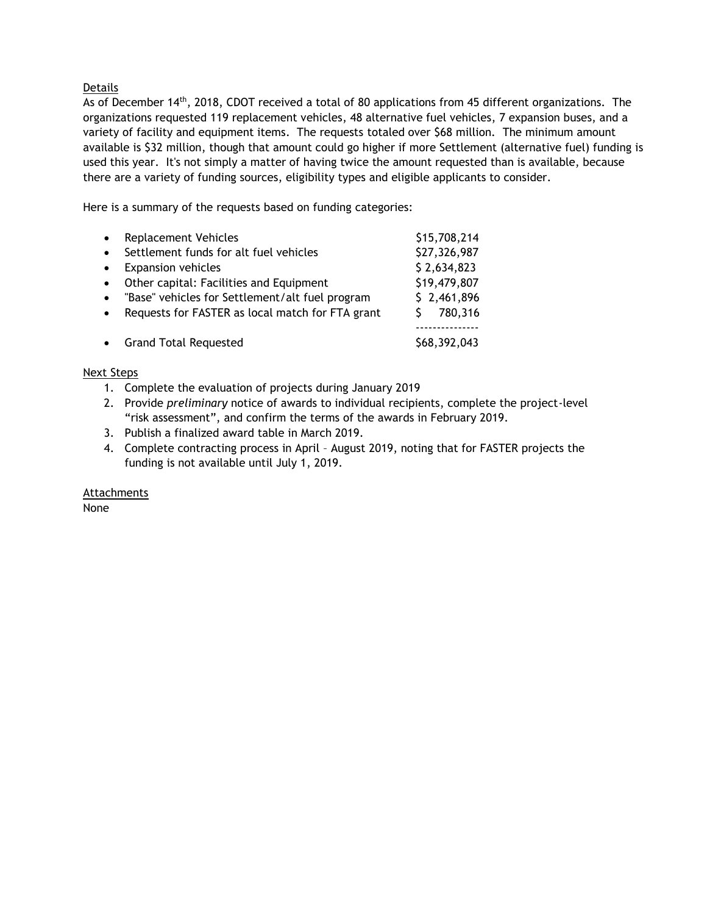Details

As of December 14th, 2018, CDOT received a total of 80 applications from 45 different organizations. The organizations requested 119 replacement vehicles, 48 alternative fuel vehicles, 7 expansion buses, and a variety of facility and equipment items. The requests totaled over $68 million. The minimum amount available is $32 million, though that amount could go higher if more Settlement (alternative fuel) funding is used this year. It's not simply a matter of having twice the amount requested than is available, because there are a variety of funding sources, eligibility types and eligible applicants to consider.

Here is a summary of the requests based on funding categories:

| | |
|---|---|
| • Replacement Vehicles | $15,708,214 |
| • Settlement funds for alt fuel vehicles | $27,326,987 |
| • Expansion vehicles | $ 2,634,823 |
| • Other capital: Facilities and Equipment | $19,479,807 |
| • "Base" vehicles for Settlement/alt fuel program | $ 2,461,896 |
| • Requests for FASTER as local match for FTA grant | $ 780,316 |
| | -------------- |
| • Grand Total Requested | $68,392,043 |

Next Steps

1. Complete the evaluation of projects during January 2019
2. Provide *preliminary* notice of awards to individual recipients, complete the project-level "risk assessment", and confirm the terms of the awards in February 2019.
3. Publish a finalized award table in March 2019.
4. Complete contracting process in April – August 2019, noting that for FASTER projects the funding is not available until July 1, 2019.

Attachments

None